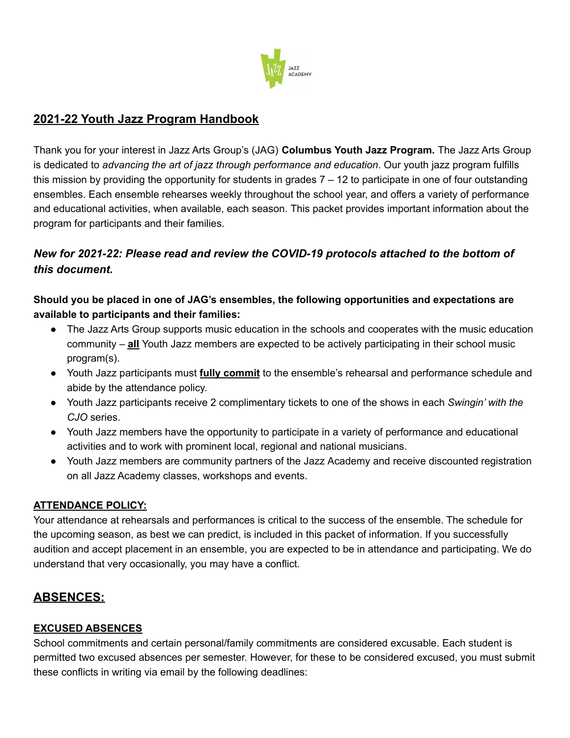## 2021-22 Youth Jazz Program Handbook

Thank you for your interest in Jazz Arts Group's (JAG) **Columbus Youth Jazz Program.** The Jazz Arts Group is dedicated to *advancing the art of jazz through performance and education*. Our youth jazz program fulfills this mission by providing the opportunity for students in grades 7 – 12 to participate in one of four outstanding ensembles. Each ensemble rehearses weekly throughout the school year, and offers a variety of performance and educational activities, when available, each season. This packet provides important information about the program for participants and their families.

### *New for 2021-22: Please read and review the COVID-19 protocols attached to the bottom of this document.*

**Should you be placed in one of JAG's ensembles, the following opportunities and expectations are available to participants and their families:**

- The Jazz Arts Group supports music education in the schools and cooperates with the music education community – **all** Youth Jazz members are expected to be actively participating in their school music program(s).
- Youth Jazz participants must **fully commit** to the ensemble's rehearsal and performance schedule and abide by the attendance policy.
- Youth Jazz participants receive 2 complimentary tickets to one of the shows in each *Swingin' with the CJO* series.
- Youth Jazz members have the opportunity to participate in a variety of performance and educational activities and to work with prominent local, regional and national musicians.
- Youth Jazz members are community partners of the Jazz Academy and receive discounted registration on all Jazz Academy classes, workshops and events.

**ATTENDANCE POLICY:**

Your attendance at rehearsals and performances is critical to the success of the ensemble. The schedule for the upcoming season, as best we can predict, is included in this packet of information. If you successfully audition and accept placement in an ensemble, you are expected to be in attendance and participating. We do understand that very occasionally, you may have a conflict.

## ABSENCES:

**EXCUSED ABSENCES**

School commitments and certain personal/family commitments are considered excusable. Each student is permitted two excused absences per semester. However, for these to be considered excused, you must submit these conflicts in writing via email by the following deadlines: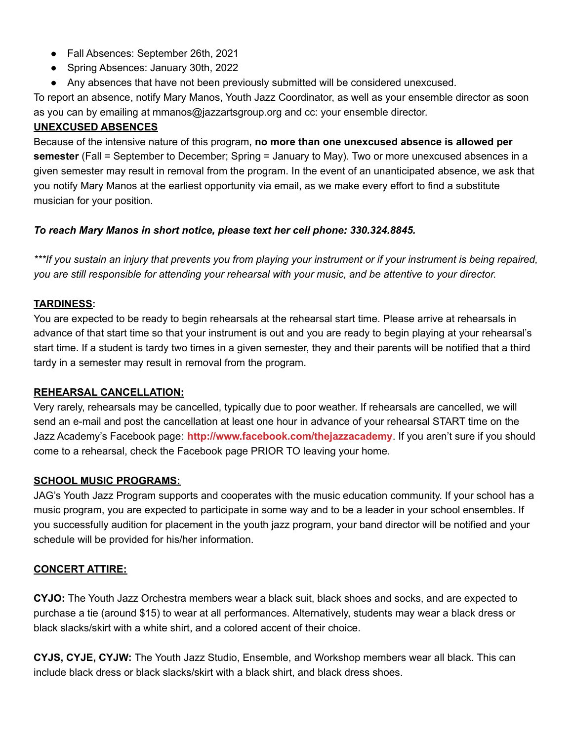- Fall Absences: September 26th, 2021
- Spring Absences: January 30th, 2022
- Any absences that have not been previously submitted will be considered unexcused.

To report an absence, notify Mary Manos, Youth Jazz Coordinator, as well as your ensemble director as soon as you can by emailing at mmanos@jazzartsgroup.org and cc: your ensemble director.

**UNEXCUSED ABSENCES**

Because of the intensive nature of this program, **no more than one unexcused absence is allowed per semester** (Fall = September to December; Spring = January to May). Two or more unexcused absences in a given semester may result in removal from the program. In the event of an unanticipated absence, we ask that you notify Mary Manos at the earliest opportunity via email, as we make every effort to find a substitute musician for your position.

***To reach Mary Manos in short notice, please text her cell phone: 330.324.8845.***

****If you sustain an injury that prevents you from playing your instrument or if your instrument is being repaired, you are still responsible for attending your rehearsal with your music, and be attentive to your director.*

**TARDINESS:**

You are expected to be ready to begin rehearsals at the rehearsal start time. Please arrive at rehearsals in advance of that start time so that your instrument is out and you are ready to begin playing at your rehearsal's start time. If a student is tardy two times in a given semester, they and their parents will be notified that a third tardy in a semester may result in removal from the program.

**REHEARSAL CANCELLATION:**

Very rarely, rehearsals may be cancelled, typically due to poor weather. If rehearsals are cancelled, we will send an e-mail and post the cancellation at least one hour in advance of your rehearsal START time on the Jazz Academy's Facebook page: **http://www.facebook.com/thejazzacademy**. If you aren't sure if you should come to a rehearsal, check the Facebook page PRIOR TO leaving your home.

**SCHOOL MUSIC PROGRAMS:**

JAG's Youth Jazz Program supports and cooperates with the music education community. If your school has a music program, you are expected to participate in some way and to be a leader in your school ensembles. If you successfully audition for placement in the youth jazz program, your band director will be notified and your schedule will be provided for his/her information.

**CONCERT ATTIRE:**

**CYJO:** The Youth Jazz Orchestra members wear a black suit, black shoes and socks, and are expected to purchase a tie (around $15) to wear at all performances. Alternatively, students may wear a black dress or black slacks/skirt with a white shirt, and a colored accent of their choice.

**CYJS, CYJE, CYJW:** The Youth Jazz Studio, Ensemble, and Workshop members wear all black. This can include black dress or black slacks/skirt with a black shirt, and black dress shoes.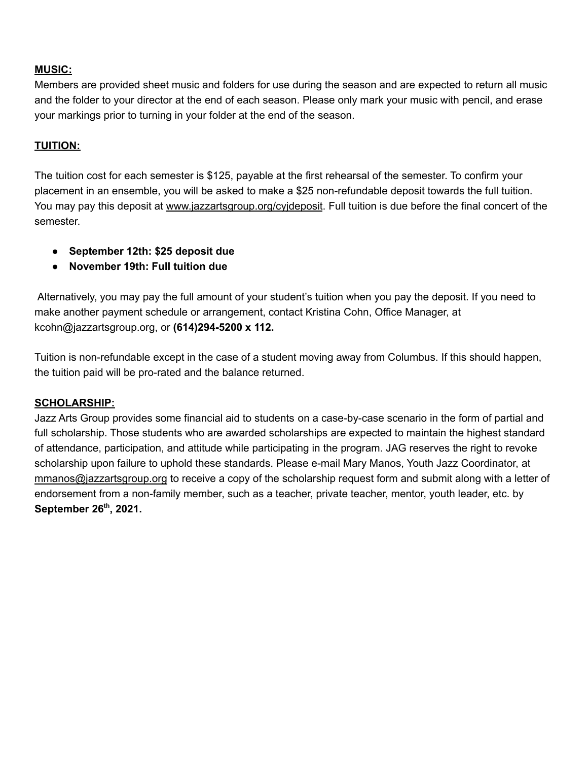**MUSIC:**

Members are provided sheet music and folders for use during the season and are expected to return all music and the folder to your director at the end of each season. Please only mark your music with pencil, and erase your markings prior to turning in your folder at the end of the season.

**TUITION:**

The tuition cost for each semester is $125, payable at the first rehearsal of the semester. To confirm your placement in an ensemble, you will be asked to make a $25 non-refundable deposit towards the full tuition. You may pay this deposit at www.jazzartsgroup.org/cyjdeposit. Full tuition is due before the final concert of the semester.

- **September 12th: $25 deposit due**
- **November 19th: Full tuition due**

Alternatively, you may pay the full amount of your student's tuition when you pay the deposit. If you need to make another payment schedule or arrangement, contact Kristina Cohn, Office Manager, at kcohn@jazzartsgroup.org, or **(614)294-5200 x 112.**

Tuition is non-refundable except in the case of a student moving away from Columbus. If this should happen, the tuition paid will be pro-rated and the balance returned.

**SCHOLARSHIP:**

Jazz Arts Group provides some financial aid to students on a case-by-case scenario in the form of partial and full scholarship. Those students who are awarded scholarships are expected to maintain the highest standard of attendance, participation, and attitude while participating in the program. JAG reserves the right to revoke scholarship upon failure to uphold these standards. Please e-mail Mary Manos, Youth Jazz Coordinator, at mmanos@jazzartsgroup.org to receive a copy of the scholarship request form and submit along with a letter of endorsement from a non-family member, such as a teacher, private teacher, mentor, youth leader, etc. by **September 26th, 2021.**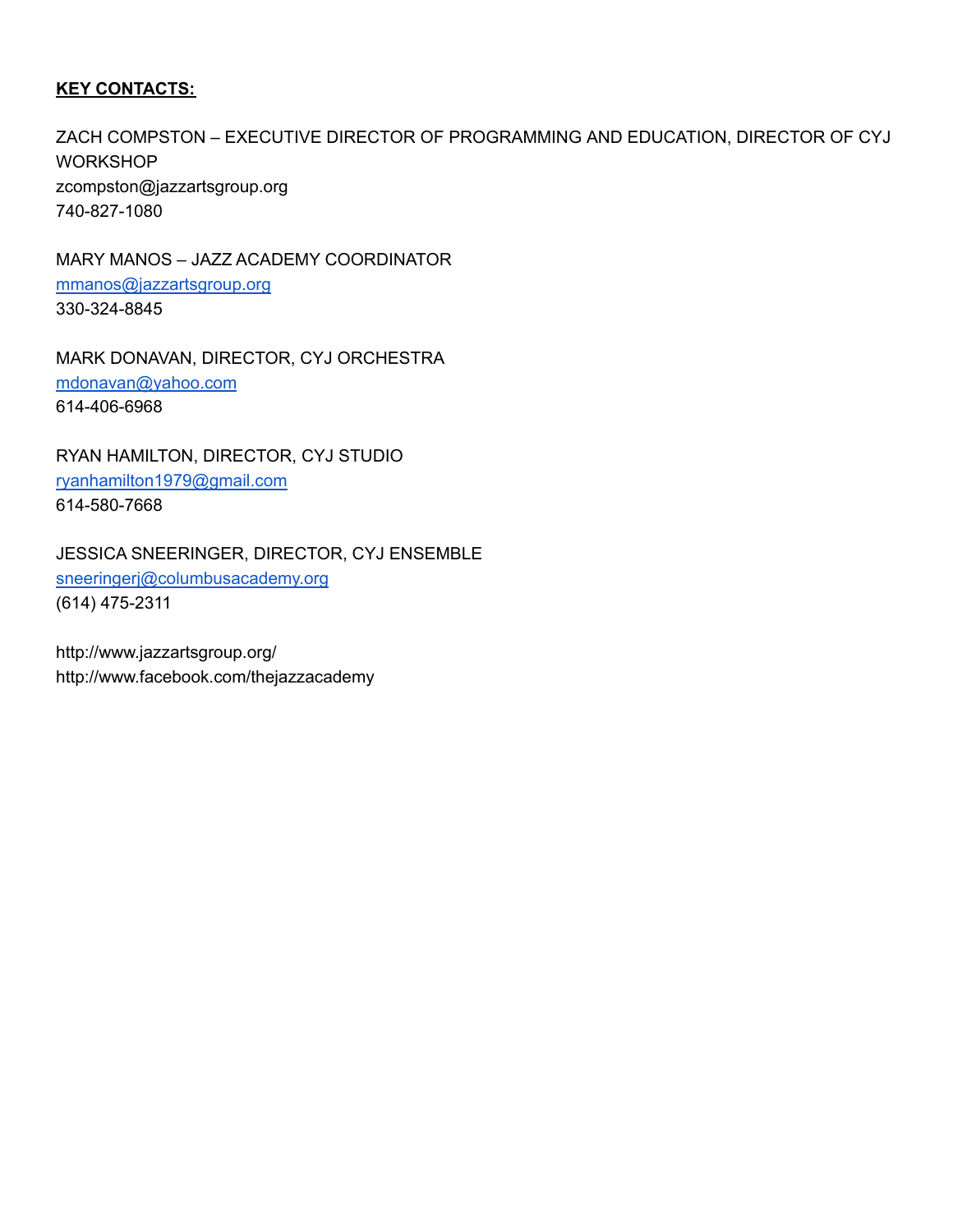**KEY CONTACTS:**

ZACH COMPSTON – EXECUTIVE DIRECTOR OF PROGRAMMING AND EDUCATION, DIRECTOR OF CYJ WORKSHOP
zcompston@jazzartsgroup.org
740-827-1080

MARY MANOS – JAZZ ACADEMY COORDINATOR
mmanos@jazzartsgroup.org
330-324-8845

MARK DONAVAN, DIRECTOR, CYJ ORCHESTRA
mdonavan@yahoo.com
614-406-6968

RYAN HAMILTON, DIRECTOR, CYJ STUDIO
ryanhamilton1979@gmail.com
614-580-7668

JESSICA SNEERINGER, DIRECTOR, CYJ ENSEMBLE
sneeringerj@columbusacademy.org
(614) 475-2311

http://www.jazzartsgroup.org/
http://www.facebook.com/thejazzacademy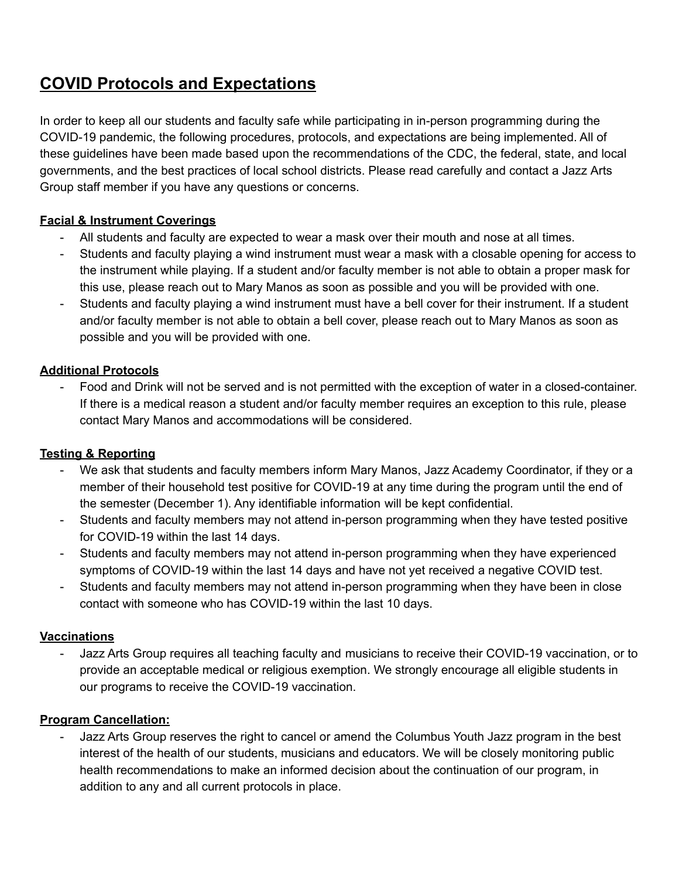## COVID Protocols and Expectations

In order to keep all our students and faculty safe while participating in in-person programming during the COVID-19 pandemic, the following procedures, protocols, and expectations are being implemented. All of these guidelines have been made based upon the recommendations of the CDC, the federal, state, and local governments, and the best practices of local school districts. Please read carefully and contact a Jazz Arts Group staff member if you have any questions or concerns.

### Facial & Instrument Coverings

- All students and faculty are expected to wear a mask over their mouth and nose at all times.
- Students and faculty playing a wind instrument must wear a mask with a closable opening for access to the instrument while playing. If a student and/or faculty member is not able to obtain a proper mask for this use, please reach out to Mary Manos as soon as possible and you will be provided with one.
- Students and faculty playing a wind instrument must have a bell cover for their instrument. If a student and/or faculty member is not able to obtain a bell cover, please reach out to Mary Manos as soon as possible and you will be provided with one.

### Additional Protocols

- Food and Drink will not be served and is not permitted with the exception of water in a closed-container. If there is a medical reason a student and/or faculty member requires an exception to this rule, please contact Mary Manos and accommodations will be considered.

### Testing & Reporting

- We ask that students and faculty members inform Mary Manos, Jazz Academy Coordinator, if they or a member of their household test positive for COVID-19 at any time during the program until the end of the semester (December 1). Any identifiable information will be kept confidential.
- Students and faculty members may not attend in-person programming when they have tested positive for COVID-19 within the last 14 days.
- Students and faculty members may not attend in-person programming when they have experienced symptoms of COVID-19 within the last 14 days and have not yet received a negative COVID test.
- Students and faculty members may not attend in-person programming when they have been in close contact with someone who has COVID-19 within the last 10 days.

### Vaccinations

- Jazz Arts Group requires all teaching faculty and musicians to receive their COVID-19 vaccination, or to provide an acceptable medical or religious exemption. We strongly encourage all eligible students in our programs to receive the COVID-19 vaccination.

### Program Cancellation:

- Jazz Arts Group reserves the right to cancel or amend the Columbus Youth Jazz program in the best interest of the health of our students, musicians and educators. We will be closely monitoring public health recommendations to make an informed decision about the continuation of our program, in addition to any and all current protocols in place.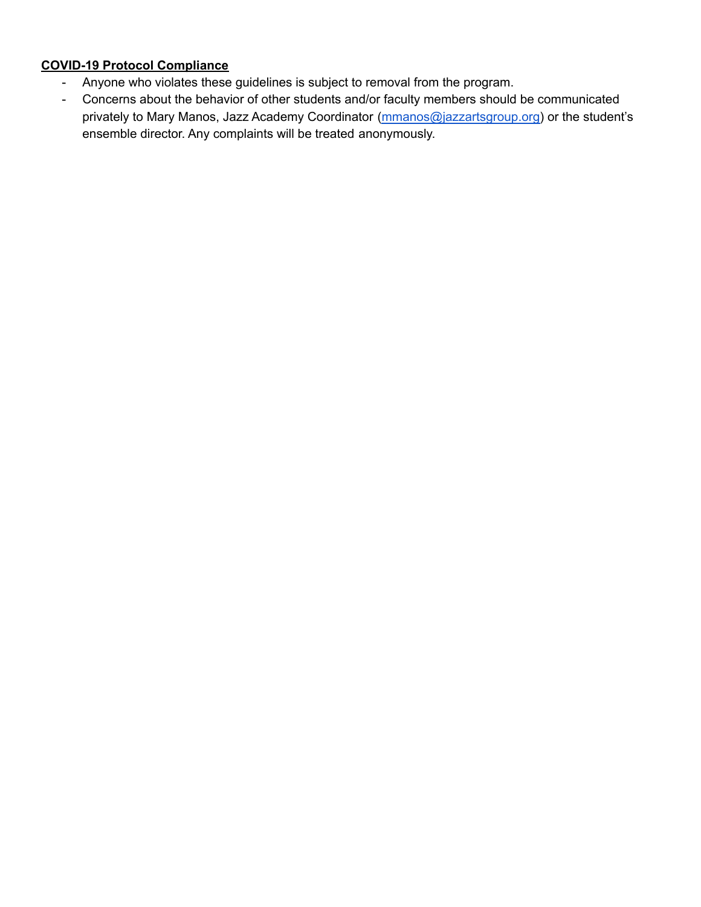**COVID-19 Protocol Compliance**

- Anyone who violates these guidelines is subject to removal from the program.
- Concerns about the behavior of other students and/or faculty members should be communicated privately to Mary Manos, Jazz Academy Coordinator (mmanos@jazzartsgroup.org) or the student's ensemble director. Any complaints will be treated anonymously.